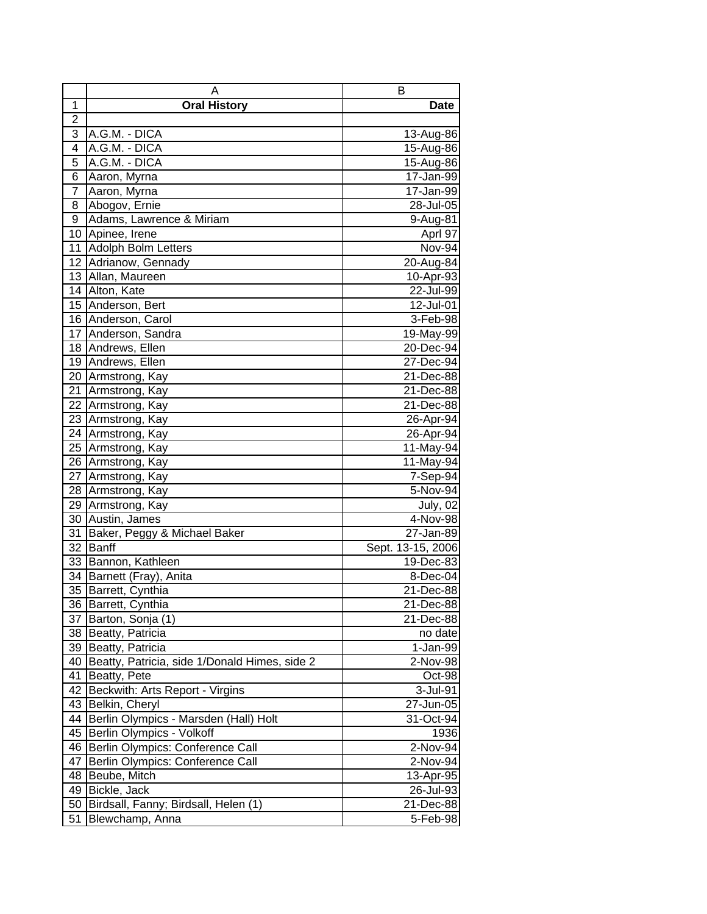|  | A | B |
|---|---|---|
| 1 | **Oral History** | **Date** |
| 2 | | |
| 3 | A.G.M. - DICA | 13-Aug-86 |
| 4 | A.G.M. - DICA | 15-Aug-86 |
| 5 | A.G.M. - DICA | 15-Aug-86 |
| 6 | Aaron, Myrna | 17-Jan-99 |
| 7 | Aaron, Myrna | 17-Jan-99 |
| 8 | Abogov, Ernie | 28-Jul-05 |
| 9 | Adams, Lawrence & Miriam | 9-Aug-81 |
| 10 | Apinee, Irene | Aprl 97 |
| 11 | Adolph Bolm Letters | Nov-94 |
| 12 | Adrianow, Gennady | 20-Aug-84 |
| 13 | Allan, Maureen | 10-Apr-93 |
| 14 | Alton, Kate | 22-Jul-99 |
| 15 | Anderson, Bert | 12-Jul-01 |
| 16 | Anderson, Carol | 3-Feb-98 |
| 17 | Anderson, Sandra | 19-May-99 |
| 18 | Andrews, Ellen | 20-Dec-94 |
| 19 | Andrews, Ellen | 27-Dec-94 |
| 20 | Armstrong, Kay | 21-Dec-88 |
| 21 | Armstrong, Kay | 21-Dec-88 |
| 22 | Armstrong, Kay | 21-Dec-88 |
| 23 | Armstrong, Kay | 26-Apr-94 |
| 24 | Armstrong, Kay | 26-Apr-94 |
| 25 | Armstrong, Kay | 11-May-94 |
| 26 | Armstrong, Kay | 11-May-94 |
| 27 | Armstrong, Kay | 7-Sep-94 |
| 28 | Armstrong, Kay | 5-Nov-94 |
| 29 | Armstrong, Kay | July, 02 |
| 30 | Austin, James | 4-Nov-98 |
| 31 | Baker, Peggy & Michael Baker | 27-Jan-89 |
| 32 | Banff | Sept. 13-15, 2006 |
| 33 | Bannon, Kathleen | 19-Dec-83 |
| 34 | Barnett (Fray), Anita | 8-Dec-04 |
| 35 | Barrett, Cynthia | 21-Dec-88 |
| 36 | Barrett, Cynthia | 21-Dec-88 |
| 37 | Barton, Sonja (1) | 21-Dec-88 |
| 38 | Beatty, Patricia | no date |
| 39 | Beatty, Patricia | 1-Jan-99 |
| 40 | Beatty, Patricia, side 1/Donald Himes, side 2 | 2-Nov-98 |
| 41 | Beatty, Pete | Oct-98 |
| 42 | Beckwith: Arts Report - Virgins | 3-Jul-91 |
| 43 | Belkin, Cheryl | 27-Jun-05 |
| 44 | Berlin Olympics - Marsden (Hall) Holt | 31-Oct-94 |
| 45 | Berlin Olympics - Volkoff | 1936 |
| 46 | Berlin Olympics: Conference Call | 2-Nov-94 |
| 47 | Berlin Olympics: Conference Call | 2-Nov-94 |
| 48 | Beube, Mitch | 13-Apr-95 |
| 49 | Bickle, Jack | 26-Jul-93 |
| 50 | Birdsall, Fanny; Birdsall, Helen (1) | 21-Dec-88 |
| 51 | Blewchamp, Anna | 5-Feb-98 |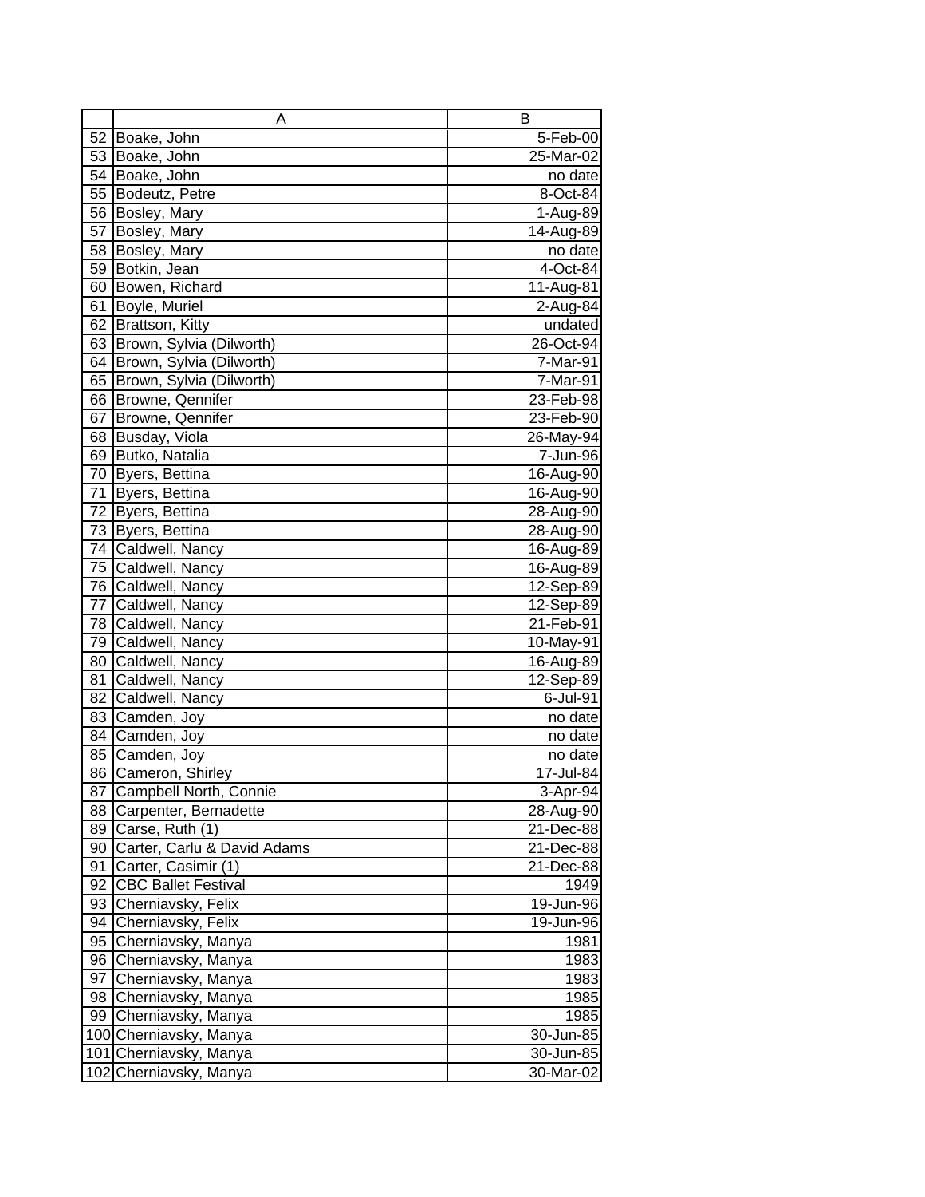| | A | B |
|---|---|---|
| 52 | Boake, John | 5-Feb-00 |
| 53 | Boake, John | 25-Mar-02 |
| 54 | Boake, John | no date |
| 55 | Bodeutz, Petre | 8-Oct-84 |
| 56 | Bosley, Mary | 1-Aug-89 |
| 57 | Bosley, Mary | 14-Aug-89 |
| 58 | Bosley, Mary | no date |
| 59 | Botkin, Jean | 4-Oct-84 |
| 60 | Bowen, Richard | 11-Aug-81 |
| 61 | Boyle, Muriel | 2-Aug-84 |
| 62 | Brattson, Kitty | undated |
| 63 | Brown, Sylvia (Dilworth) | 26-Oct-94 |
| 64 | Brown, Sylvia (Dilworth) | 7-Mar-91 |
| 65 | Brown, Sylvia (Dilworth) | 7-Mar-91 |
| 66 | Browne, Qennifer | 23-Feb-98 |
| 67 | Browne, Qennifer | 23-Feb-90 |
| 68 | Busday, Viola | 26-May-94 |
| 69 | Butko, Natalia | 7-Jun-96 |
| 70 | Byers, Bettina | 16-Aug-90 |
| 71 | Byers, Bettina | 16-Aug-90 |
| 72 | Byers, Bettina | 28-Aug-90 |
| 73 | Byers, Bettina | 28-Aug-90 |
| 74 | Caldwell, Nancy | 16-Aug-89 |
| 75 | Caldwell, Nancy | 16-Aug-89 |
| 76 | Caldwell, Nancy | 12-Sep-89 |
| 77 | Caldwell, Nancy | 12-Sep-89 |
| 78 | Caldwell, Nancy | 21-Feb-91 |
| 79 | Caldwell, Nancy | 10-May-91 |
| 80 | Caldwell, Nancy | 16-Aug-89 |
| 81 | Caldwell, Nancy | 12-Sep-89 |
| 82 | Caldwell, Nancy | 6-Jul-91 |
| 83 | Camden, Joy | no date |
| 84 | Camden, Joy | no date |
| 85 | Camden, Joy | no date |
| 86 | Cameron, Shirley | 17-Jul-84 |
| 87 | Campbell North, Connie | 3-Apr-94 |
| 88 | Carpenter, Bernadette | 28-Aug-90 |
| 89 | Carse, Ruth (1) | 21-Dec-88 |
| 90 | Carter, Carlu & David Adams | 21-Dec-88 |
| 91 | Carter, Casimir (1) | 21-Dec-88 |
| 92 | CBC Ballet Festival | 1949 |
| 93 | Cherniavsky, Felix | 19-Jun-96 |
| 94 | Cherniavsky, Felix | 19-Jun-96 |
| 95 | Cherniavsky, Manya | 1981 |
| 96 | Cherniavsky, Manya | 1983 |
| 97 | Cherniavsky, Manya | 1983 |
| 98 | Cherniavsky, Manya | 1985 |
| 99 | Cherniavsky, Manya | 1985 |
| 100 | Cherniavsky, Manya | 30-Jun-85 |
| 101 | Cherniavsky, Manya | 30-Jun-85 |
| 102 | Cherniavsky, Manya | 30-Mar-02 |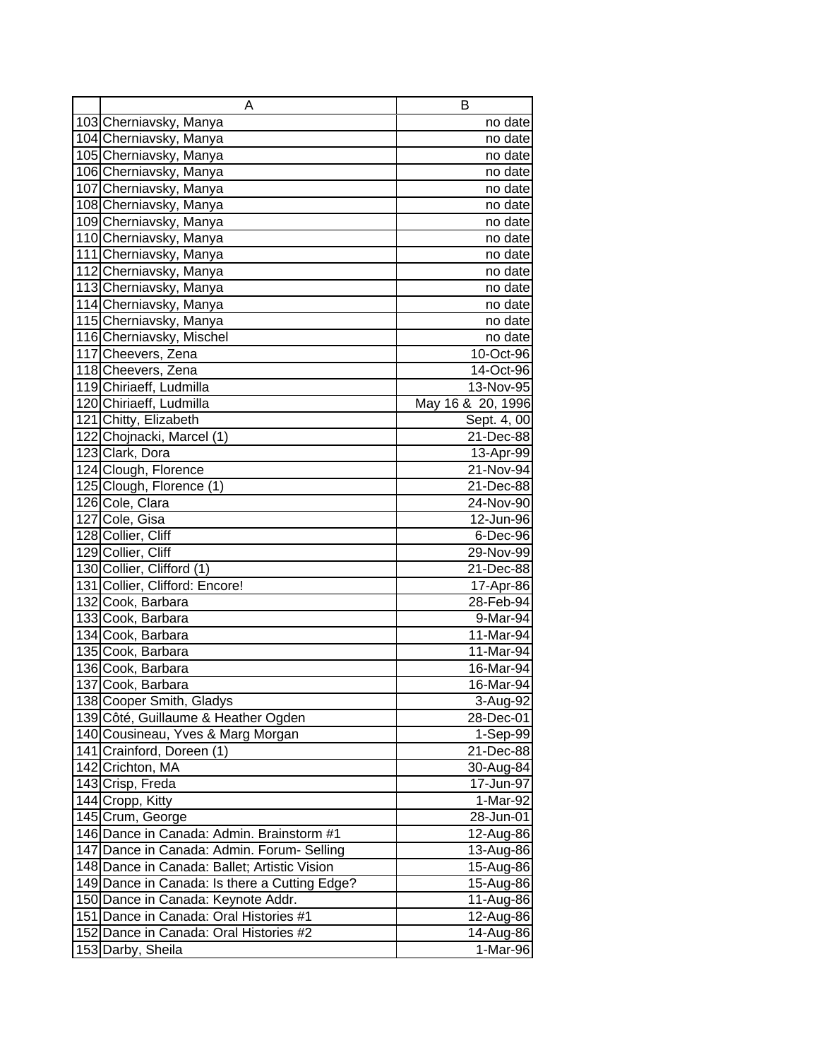|  | A | B |
|---|---|---|
| 103 | Cherniavsky, Manya | no date |
| 104 | Cherniavsky, Manya | no date |
| 105 | Cherniavsky, Manya | no date |
| 106 | Cherniavsky, Manya | no date |
| 107 | Cherniavsky, Manya | no date |
| 108 | Cherniavsky, Manya | no date |
| 109 | Cherniavsky, Manya | no date |
| 110 | Cherniavsky, Manya | no date |
| 111 | Cherniavsky, Manya | no date |
| 112 | Cherniavsky, Manya | no date |
| 113 | Cherniavsky, Manya | no date |
| 114 | Cherniavsky, Manya | no date |
| 115 | Cherniavsky, Manya | no date |
| 116 | Cherniavsky, Mischel | no date |
| 117 | Cheevers, Zena | 10-Oct-96 |
| 118 | Cheevers, Zena | 14-Oct-96 |
| 119 | Chiriaeff, Ludmilla | 13-Nov-95 |
| 120 | Chiriaeff, Ludmilla | May 16 & 20, 1996 |
| 121 | Chitty, Elizabeth | Sept. 4, 00 |
| 122 | Chojnacki, Marcel (1) | 21-Dec-88 |
| 123 | Clark, Dora | 13-Apr-99 |
| 124 | Clough, Florence | 21-Nov-94 |
| 125 | Clough, Florence (1) | 21-Dec-88 |
| 126 | Cole, Clara | 24-Nov-90 |
| 127 | Cole, Gisa | 12-Jun-96 |
| 128 | Collier, Cliff | 6-Dec-96 |
| 129 | Collier, Cliff | 29-Nov-99 |
| 130 | Collier, Clifford (1) | 21-Dec-88 |
| 131 | Collier, Clifford: Encore! | 17-Apr-86 |
| 132 | Cook, Barbara | 28-Feb-94 |
| 133 | Cook, Barbara | 9-Mar-94 |
| 134 | Cook, Barbara | 11-Mar-94 |
| 135 | Cook, Barbara | 11-Mar-94 |
| 136 | Cook, Barbara | 16-Mar-94 |
| 137 | Cook, Barbara | 16-Mar-94 |
| 138 | Cooper Smith, Gladys | 3-Aug-92 |
| 139 | Côté, Guillaume & Heather Ogden | 28-Dec-01 |
| 140 | Cousineau, Yves & Marg Morgan | 1-Sep-99 |
| 141 | Crainford, Doreen (1) | 21-Dec-88 |
| 142 | Crichton, MA | 30-Aug-84 |
| 143 | Crisp, Freda | 17-Jun-97 |
| 144 | Cropp, Kitty | 1-Mar-92 |
| 145 | Crum, George | 28-Jun-01 |
| 146 | Dance in Canada: Admin. Brainstorm #1 | 12-Aug-86 |
| 147 | Dance in Canada: Admin. Forum- Selling | 13-Aug-86 |
| 148 | Dance in Canada: Ballet; Artistic Vision | 15-Aug-86 |
| 149 | Dance in Canada: Is there a Cutting Edge? | 15-Aug-86 |
| 150 | Dance in Canada: Keynote Addr. | 11-Aug-86 |
| 151 | Dance in Canada: Oral Histories #1 | 12-Aug-86 |
| 152 | Dance in Canada: Oral Histories #2 | 14-Aug-86 |
| 153 | Darby, Sheila | 1-Mar-96 |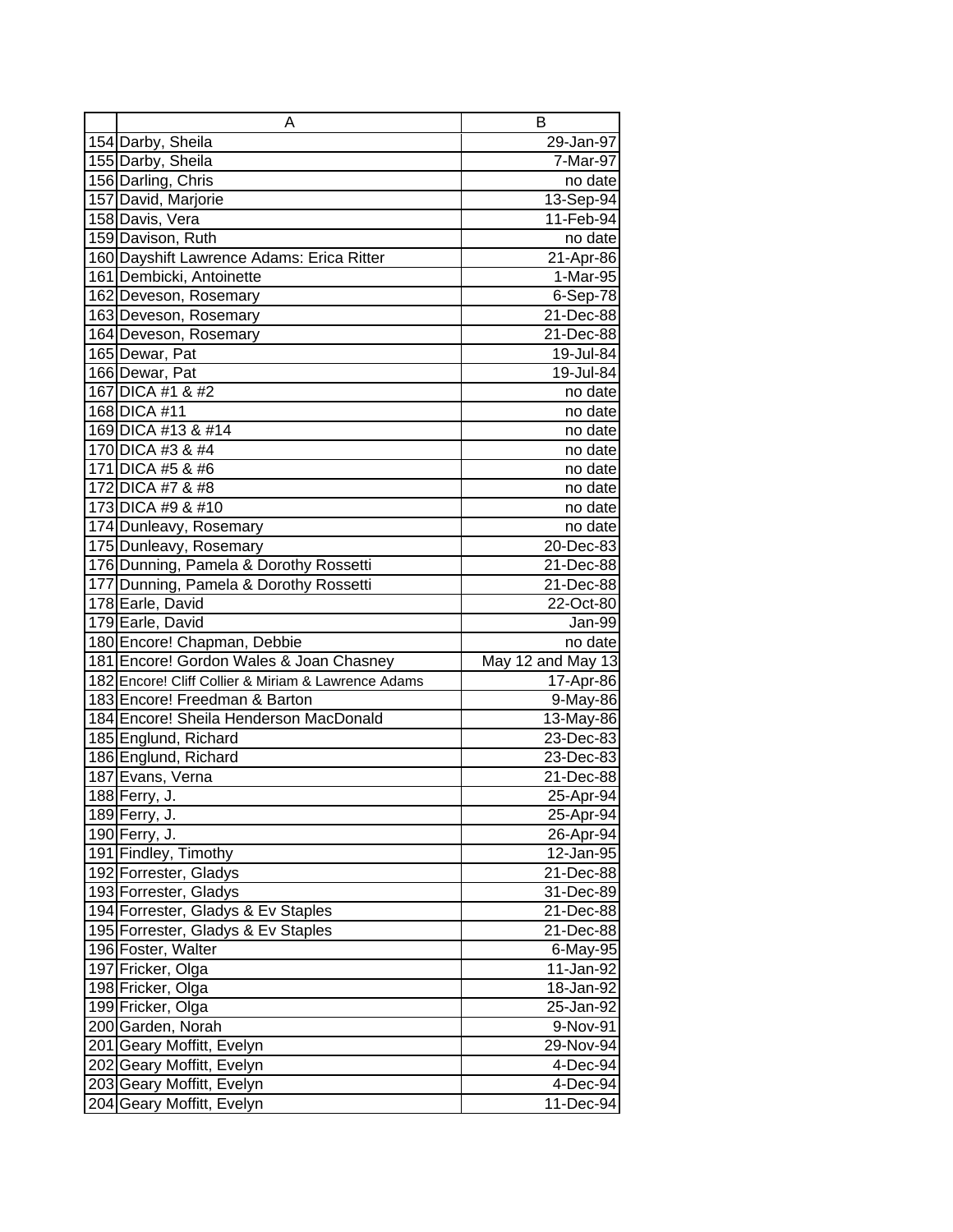|  | A | B |
|---|---|---|
| 154 | Darby, Sheila | 29-Jan-97 |
| 155 | Darby, Sheila | 7-Mar-97 |
| 156 | Darling, Chris | no date |
| 157 | David, Marjorie | 13-Sep-94 |
| 158 | Davis, Vera | 11-Feb-94 |
| 159 | Davison, Ruth | no date |
| 160 | Dayshift Lawrence Adams: Erica Ritter | 21-Apr-86 |
| 161 | Dembicki, Antoinette | 1-Mar-95 |
| 162 | Deveson, Rosemary | 6-Sep-78 |
| 163 | Deveson, Rosemary | 21-Dec-88 |
| 164 | Deveson, Rosemary | 21-Dec-88 |
| 165 | Dewar, Pat | 19-Jul-84 |
| 166 | Dewar, Pat | 19-Jul-84 |
| 167 | DICA #1 & #2 | no date |
| 168 | DICA #11 | no date |
| 169 | DICA #13 & #14 | no date |
| 170 | DICA #3 & #4 | no date |
| 171 | DICA #5 & #6 | no date |
| 172 | DICA #7 & #8 | no date |
| 173 | DICA #9 & #10 | no date |
| 174 | Dunleavy, Rosemary | no date |
| 175 | Dunleavy, Rosemary | 20-Dec-83 |
| 176 | Dunning, Pamela & Dorothy Rossetti | 21-Dec-88 |
| 177 | Dunning, Pamela & Dorothy Rossetti | 21-Dec-88 |
| 178 | Earle, David | 22-Oct-80 |
| 179 | Earle, David | Jan-99 |
| 180 | Encore! Chapman, Debbie | no date |
| 181 | Encore! Gordon Wales & Joan Chasney | May 12 and May 13 |
| 182 | Encore! Cliff Collier & Miriam & Lawrence Adams | 17-Apr-86 |
| 183 | Encore! Freedman & Barton | 9-May-86 |
| 184 | Encore! Sheila Henderson MacDonald | 13-May-86 |
| 185 | Englund, Richard | 23-Dec-83 |
| 186 | Englund, Richard | 23-Dec-83 |
| 187 | Evans, Verna | 21-Dec-88 |
| 188 | Ferry, J. | 25-Apr-94 |
| 189 | Ferry, J. | 25-Apr-94 |
| 190 | Ferry, J. | 26-Apr-94 |
| 191 | Findley, Timothy | 12-Jan-95 |
| 192 | Forrester, Gladys | 21-Dec-88 |
| 193 | Forrester, Gladys | 31-Dec-89 |
| 194 | Forrester, Gladys & Ev Staples | 21-Dec-88 |
| 195 | Forrester, Gladys & Ev Staples | 21-Dec-88 |
| 196 | Foster, Walter | 6-May-95 |
| 197 | Fricker, Olga | 11-Jan-92 |
| 198 | Fricker, Olga | 18-Jan-92 |
| 199 | Fricker, Olga | 25-Jan-92 |
| 200 | Garden, Norah | 9-Nov-91 |
| 201 | Geary Moffitt, Evelyn | 29-Nov-94 |
| 202 | Geary Moffitt, Evelyn | 4-Dec-94 |
| 203 | Geary Moffitt, Evelyn | 4-Dec-94 |
| 204 | Geary Moffitt, Evelyn | 11-Dec-94 |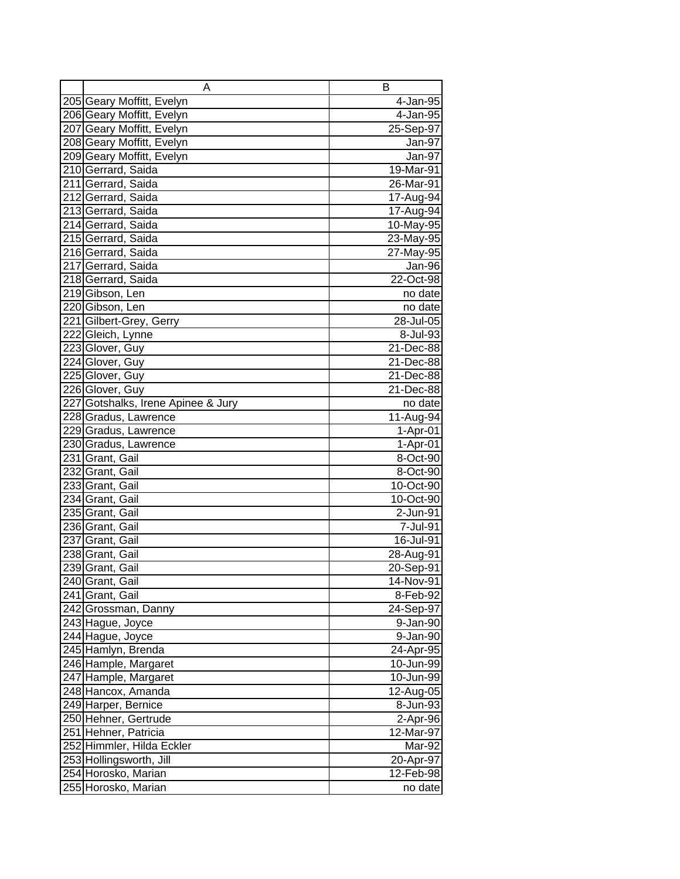| | A | B |
|---|---|---|
| 205 | Geary Moffitt, Evelyn | 4-Jan-95 |
| 206 | Geary Moffitt, Evelyn | 4-Jan-95 |
| 207 | Geary Moffitt, Evelyn | 25-Sep-97 |
| 208 | Geary Moffitt, Evelyn | Jan-97 |
| 209 | Geary Moffitt, Evelyn | Jan-97 |
| 210 | Gerrard, Saida | 19-Mar-91 |
| 211 | Gerrard, Saida | 26-Mar-91 |
| 212 | Gerrard, Saida | 17-Aug-94 |
| 213 | Gerrard, Saida | 17-Aug-94 |
| 214 | Gerrard, Saida | 10-May-95 |
| 215 | Gerrard, Saida | 23-May-95 |
| 216 | Gerrard, Saida | 27-May-95 |
| 217 | Gerrard, Saida | Jan-96 |
| 218 | Gerrard, Saida | 22-Oct-98 |
| 219 | Gibson, Len | no date |
| 220 | Gibson, Len | no date |
| 221 | Gilbert-Grey, Gerry | 28-Jul-05 |
| 222 | Gleich, Lynne | 8-Jul-93 |
| 223 | Glover, Guy | 21-Dec-88 |
| 224 | Glover, Guy | 21-Dec-88 |
| 225 | Glover, Guy | 21-Dec-88 |
| 226 | Glover, Guy | 21-Dec-88 |
| 227 | Gotshalks, Irene Apinee & Jury | no date |
| 228 | Gradus, Lawrence | 11-Aug-94 |
| 229 | Gradus, Lawrence | 1-Apr-01 |
| 230 | Gradus, Lawrence | 1-Apr-01 |
| 231 | Grant, Gail | 8-Oct-90 |
| 232 | Grant, Gail | 8-Oct-90 |
| 233 | Grant, Gail | 10-Oct-90 |
| 234 | Grant, Gail | 10-Oct-90 |
| 235 | Grant, Gail | 2-Jun-91 |
| 236 | Grant, Gail | 7-Jul-91 |
| 237 | Grant, Gail | 16-Jul-91 |
| 238 | Grant, Gail | 28-Aug-91 |
| 239 | Grant, Gail | 20-Sep-91 |
| 240 | Grant, Gail | 14-Nov-91 |
| 241 | Grant, Gail | 8-Feb-92 |
| 242 | Grossman, Danny | 24-Sep-97 |
| 243 | Hague, Joyce | 9-Jan-90 |
| 244 | Hague, Joyce | 9-Jan-90 |
| 245 | Hamlyn, Brenda | 24-Apr-95 |
| 246 | Hample, Margaret | 10-Jun-99 |
| 247 | Hample, Margaret | 10-Jun-99 |
| 248 | Hancox, Amanda | 12-Aug-05 |
| 249 | Harper, Bernice | 8-Jun-93 |
| 250 | Hehner, Gertrude | 2-Apr-96 |
| 251 | Hehner, Patricia | 12-Mar-97 |
| 252 | Himmler, Hilda Eckler | Mar-92 |
| 253 | Hollingsworth, Jill | 20-Apr-97 |
| 254 | Horosko, Marian | 12-Feb-98 |
| 255 | Horosko, Marian | no date |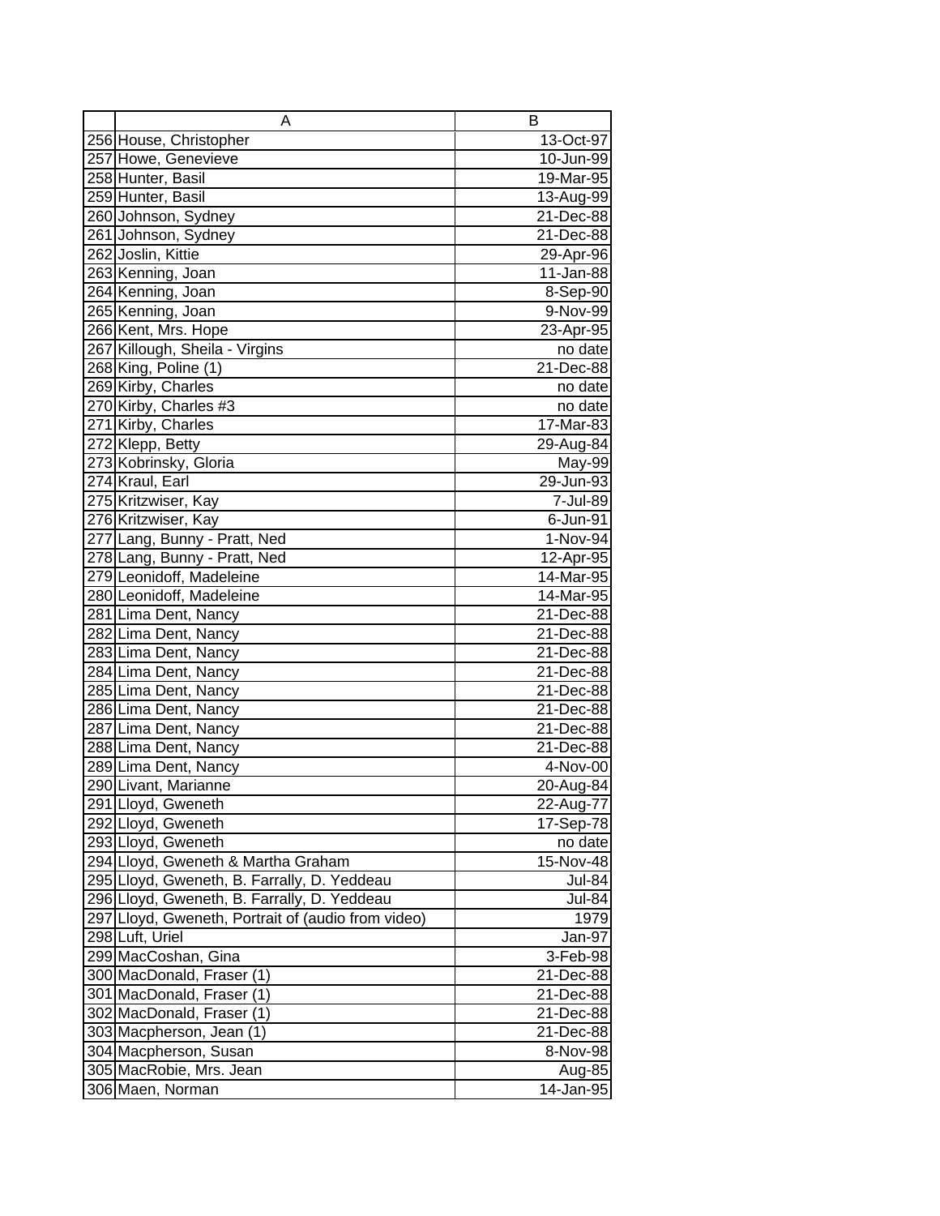| | A | B |
|---|---|---|
| 256 | House, Christopher | 13-Oct-97 |
| 257 | Howe, Genevieve | 10-Jun-99 |
| 258 | Hunter, Basil | 19-Mar-95 |
| 259 | Hunter, Basil | 13-Aug-99 |
| 260 | Johnson, Sydney | 21-Dec-88 |
| 261 | Johnson, Sydney | 21-Dec-88 |
| 262 | Joslin, Kittie | 29-Apr-96 |
| 263 | Kenning, Joan | 11-Jan-88 |
| 264 | Kenning, Joan | 8-Sep-90 |
| 265 | Kenning, Joan | 9-Nov-99 |
| 266 | Kent, Mrs. Hope | 23-Apr-95 |
| 267 | Killough, Sheila - Virgins | no date |
| 268 | King, Poline (1) | 21-Dec-88 |
| 269 | Kirby, Charles | no date |
| 270 | Kirby, Charles #3 | no date |
| 271 | Kirby, Charles | 17-Mar-83 |
| 272 | Klepp, Betty | 29-Aug-84 |
| 273 | Kobrinsky, Gloria | May-99 |
| 274 | Kraul, Earl | 29-Jun-93 |
| 275 | Kritzwiser, Kay | 7-Jul-89 |
| 276 | Kritzwiser, Kay | 6-Jun-91 |
| 277 | Lang, Bunny - Pratt, Ned | 1-Nov-94 |
| 278 | Lang, Bunny - Pratt, Ned | 12-Apr-95 |
| 279 | Leonidoff, Madeleine | 14-Mar-95 |
| 280 | Leonidoff, Madeleine | 14-Mar-95 |
| 281 | Lima Dent, Nancy | 21-Dec-88 |
| 282 | Lima Dent, Nancy | 21-Dec-88 |
| 283 | Lima Dent, Nancy | 21-Dec-88 |
| 284 | Lima Dent, Nancy | 21-Dec-88 |
| 285 | Lima Dent, Nancy | 21-Dec-88 |
| 286 | Lima Dent, Nancy | 21-Dec-88 |
| 287 | Lima Dent, Nancy | 21-Dec-88 |
| 288 | Lima Dent, Nancy | 21-Dec-88 |
| 289 | Lima Dent, Nancy | 4-Nov-00 |
| 290 | Livant, Marianne | 20-Aug-84 |
| 291 | Lloyd, Gweneth | 22-Aug-77 |
| 292 | Lloyd, Gweneth | 17-Sep-78 |
| 293 | Lloyd, Gweneth | no date |
| 294 | Lloyd, Gweneth & Martha Graham | 15-Nov-48 |
| 295 | Lloyd, Gweneth, B. Farrally, D. Yeddeau | Jul-84 |
| 296 | Lloyd, Gweneth, B. Farrally, D. Yeddeau | Jul-84 |
| 297 | Lloyd, Gweneth, Portrait of (audio from video) | 1979 |
| 298 | Luft, Uriel | Jan-97 |
| 299 | MacCoshan, Gina | 3-Feb-98 |
| 300 | MacDonald, Fraser (1) | 21-Dec-88 |
| 301 | MacDonald, Fraser (1) | 21-Dec-88 |
| 302 | MacDonald, Fraser (1) | 21-Dec-88 |
| 303 | Macpherson, Jean (1) | 21-Dec-88 |
| 304 | Macpherson, Susan | 8-Nov-98 |
| 305 | MacRobie, Mrs. Jean | Aug-85 |
| 306 | Maen, Norman | 14-Jan-95 |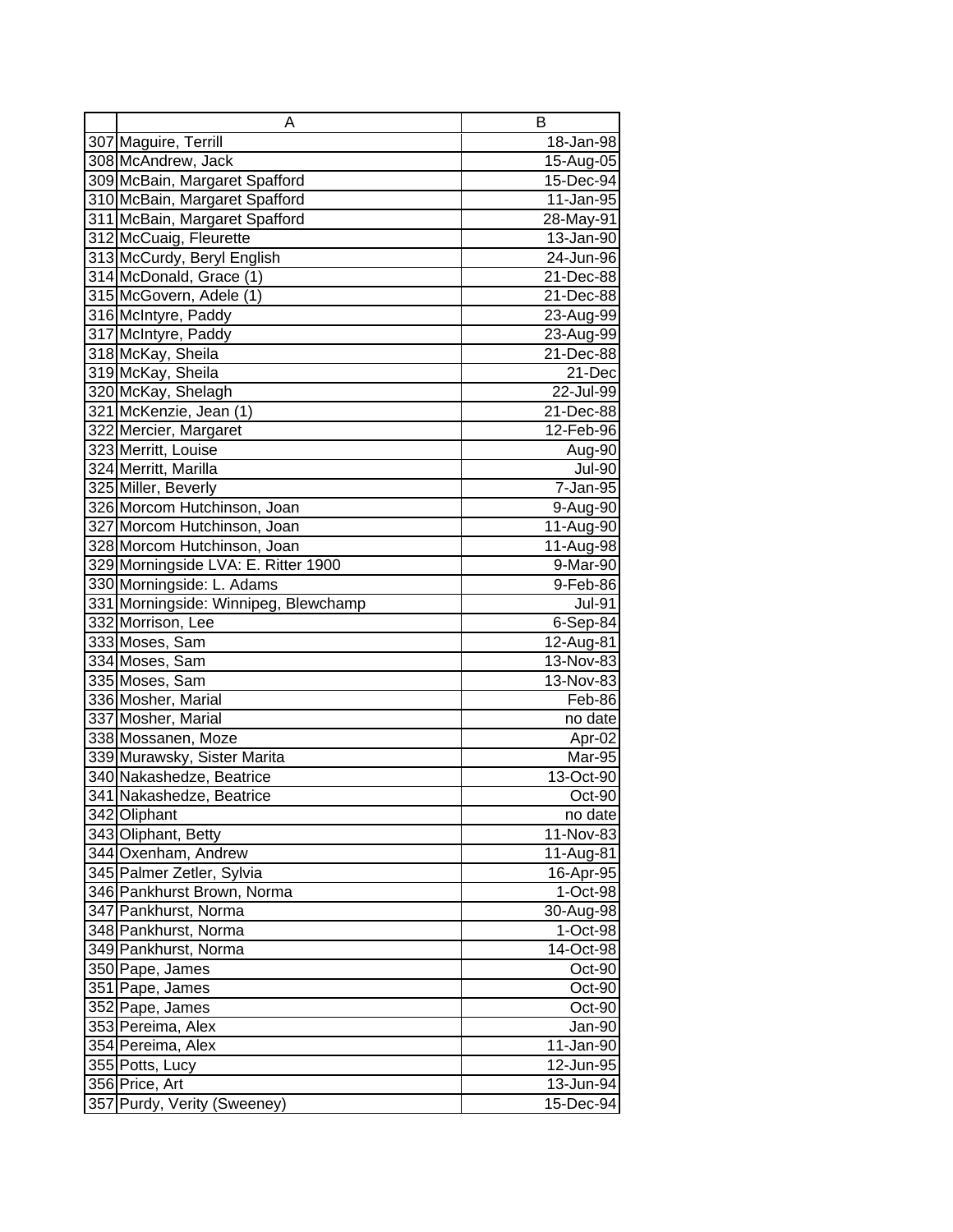| | A | B |
|---|---|---|
| 307 | Maguire, Terrill | 18-Jan-98 |
| 308 | McAndrew, Jack | 15-Aug-05 |
| 309 | McBain, Margaret Spafford | 15-Dec-94 |
| 310 | McBain, Margaret Spafford | 11-Jan-95 |
| 311 | McBain, Margaret Spafford | 28-May-91 |
| 312 | McCuaig, Fleurette | 13-Jan-90 |
| 313 | McCurdy, Beryl English | 24-Jun-96 |
| 314 | McDonald, Grace (1) | 21-Dec-88 |
| 315 | McGovern, Adele (1) | 21-Dec-88 |
| 316 | McIntyre, Paddy | 23-Aug-99 |
| 317 | McIntyre, Paddy | 23-Aug-99 |
| 318 | McKay, Sheila | 21-Dec-88 |
| 319 | McKay, Sheila | 21-Dec |
| 320 | McKay, Shelagh | 22-Jul-99 |
| 321 | McKenzie, Jean (1) | 21-Dec-88 |
| 322 | Mercier, Margaret | 12-Feb-96 |
| 323 | Merritt, Louise | Aug-90 |
| 324 | Merritt, Marilla | Jul-90 |
| 325 | Miller, Beverly | 7-Jan-95 |
| 326 | Morcom Hutchinson, Joan | 9-Aug-90 |
| 327 | Morcom Hutchinson, Joan | 11-Aug-90 |
| 328 | Morcom Hutchinson, Joan | 11-Aug-98 |
| 329 | Morningside LVA: E. Ritter 1900 | 9-Mar-90 |
| 330 | Morningside: L. Adams | 9-Feb-86 |
| 331 | Morningside: Winnipeg, Blewchamp | Jul-91 |
| 332 | Morrison, Lee | 6-Sep-84 |
| 333 | Moses, Sam | 12-Aug-81 |
| 334 | Moses, Sam | 13-Nov-83 |
| 335 | Moses, Sam | 13-Nov-83 |
| 336 | Mosher, Marial | Feb-86 |
| 337 | Mosher, Marial | no date |
| 338 | Mossanen, Moze | Apr-02 |
| 339 | Murawsky, Sister Marita | Mar-95 |
| 340 | Nakashedze, Beatrice | 13-Oct-90 |
| 341 | Nakashedze, Beatrice | Oct-90 |
| 342 | Oliphant | no date |
| 343 | Oliphant, Betty | 11-Nov-83 |
| 344 | Oxenham, Andrew | 11-Aug-81 |
| 345 | Palmer Zetler, Sylvia | 16-Apr-95 |
| 346 | Pankhurst Brown, Norma | 1-Oct-98 |
| 347 | Pankhurst, Norma | 30-Aug-98 |
| 348 | Pankhurst, Norma | 1-Oct-98 |
| 349 | Pankhurst, Norma | 14-Oct-98 |
| 350 | Pape, James | Oct-90 |
| 351 | Pape, James | Oct-90 |
| 352 | Pape, James | Oct-90 |
| 353 | Pereima, Alex | Jan-90 |
| 354 | Pereima, Alex | 11-Jan-90 |
| 355 | Potts, Lucy | 12-Jun-95 |
| 356 | Price, Art | 13-Jun-94 |
| 357 | Purdy, Verity (Sweeney) | 15-Dec-94 |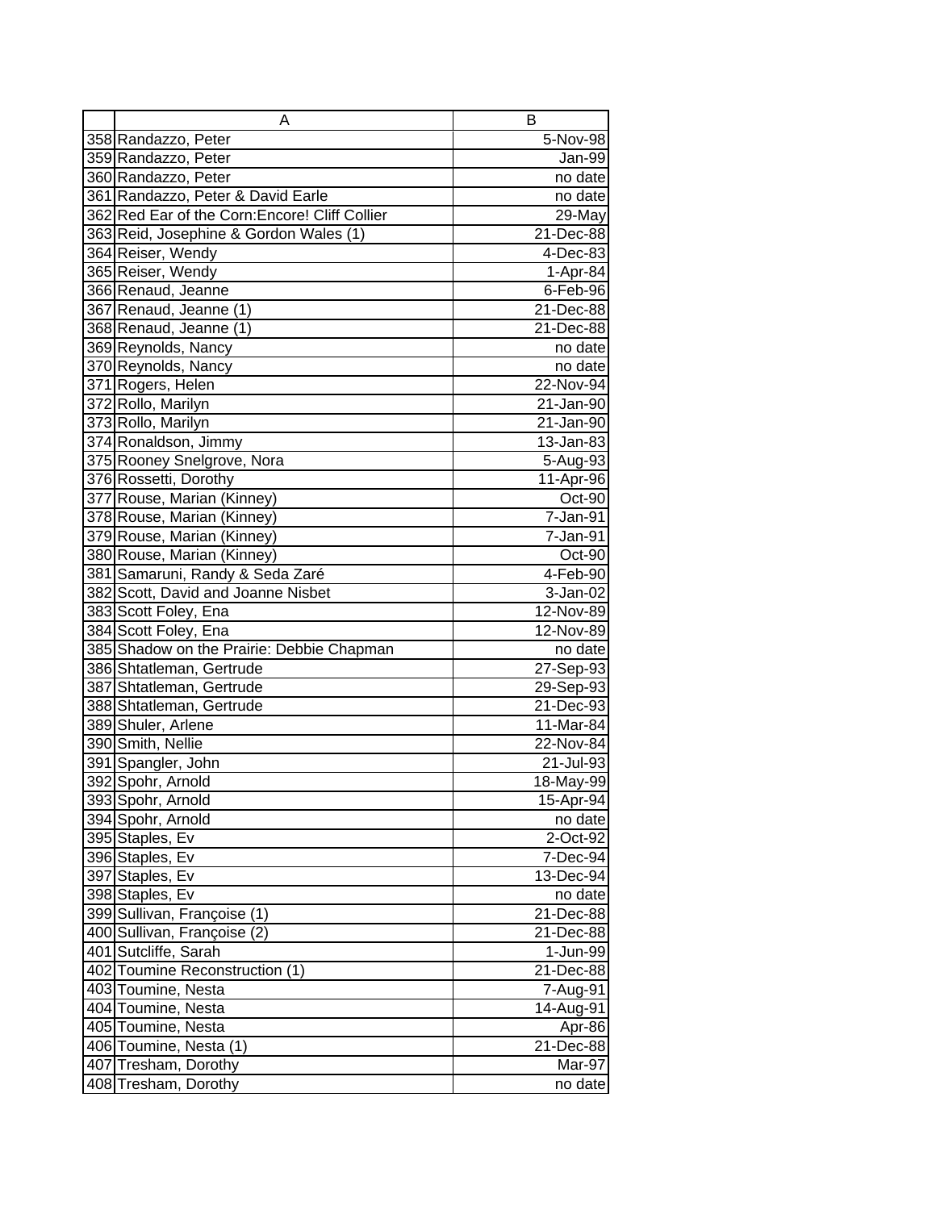|  | A | B |
|---|---|---|
| 358 | Randazzo, Peter | 5-Nov-98 |
| 359 | Randazzo, Peter | Jan-99 |
| 360 | Randazzo, Peter | no date |
| 361 | Randazzo, Peter & David Earle | no date |
| 362 | Red Ear of the Corn:Encore! Cliff Collier | 29-May |
| 363 | Reid, Josephine & Gordon Wales (1) | 21-Dec-88 |
| 364 | Reiser, Wendy | 4-Dec-83 |
| 365 | Reiser, Wendy | 1-Apr-84 |
| 366 | Renaud, Jeanne | 6-Feb-96 |
| 367 | Renaud, Jeanne (1) | 21-Dec-88 |
| 368 | Renaud, Jeanne (1) | 21-Dec-88 |
| 369 | Reynolds, Nancy | no date |
| 370 | Reynolds, Nancy | no date |
| 371 | Rogers, Helen | 22-Nov-94 |
| 372 | Rollo, Marilyn | 21-Jan-90 |
| 373 | Rollo, Marilyn | 21-Jan-90 |
| 374 | Ronaldson, Jimmy | 13-Jan-83 |
| 375 | Rooney Snelgrove, Nora | 5-Aug-93 |
| 376 | Rossetti, Dorothy | 11-Apr-96 |
| 377 | Rouse, Marian (Kinney) | Oct-90 |
| 378 | Rouse, Marian (Kinney) | 7-Jan-91 |
| 379 | Rouse, Marian (Kinney) | 7-Jan-91 |
| 380 | Rouse, Marian (Kinney) | Oct-90 |
| 381 | Samaruni, Randy & Seda Zaré | 4-Feb-90 |
| 382 | Scott, David and Joanne Nisbet | 3-Jan-02 |
| 383 | Scott Foley, Ena | 12-Nov-89 |
| 384 | Scott Foley, Ena | 12-Nov-89 |
| 385 | Shadow on the Prairie: Debbie Chapman | no date |
| 386 | Shtatleman, Gertrude | 27-Sep-93 |
| 387 | Shtatleman, Gertrude | 29-Sep-93 |
| 388 | Shtatleman, Gertrude | 21-Dec-93 |
| 389 | Shuler, Arlene | 11-Mar-84 |
| 390 | Smith, Nellie | 22-Nov-84 |
| 391 | Spangler, John | 21-Jul-93 |
| 392 | Spohr, Arnold | 18-May-99 |
| 393 | Spohr, Arnold | 15-Apr-94 |
| 394 | Spohr, Arnold | no date |
| 395 | Staples, Ev | 2-Oct-92 |
| 396 | Staples, Ev | 7-Dec-94 |
| 397 | Staples, Ev | 13-Dec-94 |
| 398 | Staples, Ev | no date |
| 399 | Sullivan, Françoise (1) | 21-Dec-88 |
| 400 | Sullivan, Françoise (2) | 21-Dec-88 |
| 401 | Sutcliffe, Sarah | 1-Jun-99 |
| 402 | Toumine Reconstruction (1) | 21-Dec-88 |
| 403 | Toumine, Nesta | 7-Aug-91 |
| 404 | Toumine, Nesta | 14-Aug-91 |
| 405 | Toumine, Nesta | Apr-86 |
| 406 | Toumine, Nesta (1) | 21-Dec-88 |
| 407 | Tresham, Dorothy | Mar-97 |
| 408 | Tresham, Dorothy | no date |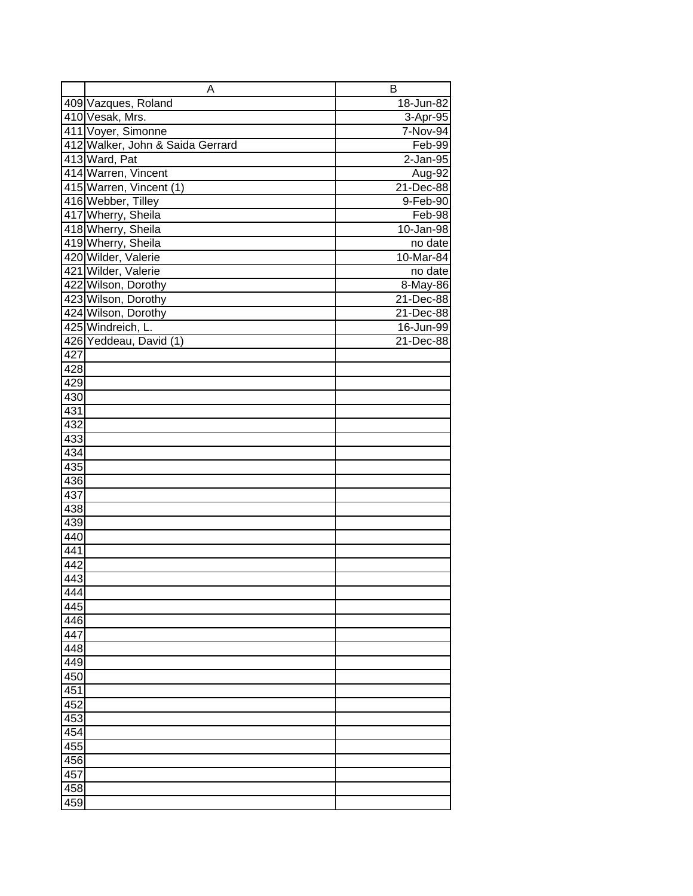| | A | B |
|---|---|---|
| 409 | Vazques, Roland | 18-Jun-82 |
| 410 | Vesak, Mrs. | 3-Apr-95 |
| 411 | Voyer, Simonne | 7-Nov-94 |
| 412 | Walker, John & Saida Gerrard | Feb-99 |
| 413 | Ward, Pat | 2-Jan-95 |
| 414 | Warren, Vincent | Aug-92 |
| 415 | Warren, Vincent (1) | 21-Dec-88 |
| 416 | Webber, Tilley | 9-Feb-90 |
| 417 | Wherry, Sheila | Feb-98 |
| 418 | Wherry, Sheila | 10-Jan-98 |
| 419 | Wherry, Sheila | no date |
| 420 | Wilder, Valerie | 10-Mar-84 |
| 421 | Wilder, Valerie | no date |
| 422 | Wilson, Dorothy | 8-May-86 |
| 423 | Wilson, Dorothy | 21-Dec-88 |
| 424 | Wilson, Dorothy | 21-Dec-88 |
| 425 | Windreich, L. | 16-Jun-99 |
| 426 | Yeddeau, David (1) | 21-Dec-88 |
| 427 | | |
| 428 | | |
| 429 | | |
| 430 | | |
| 431 | | |
| 432 | | |
| 433 | | |
| 434 | | |
| 435 | | |
| 436 | | |
| 437 | | |
| 438 | | |
| 439 | | |
| 440 | | |
| 441 | | |
| 442 | | |
| 443 | | |
| 444 | | |
| 445 | | |
| 446 | | |
| 447 | | |
| 448 | | |
| 449 | | |
| 450 | | |
| 451 | | |
| 452 | | |
| 453 | | |
| 454 | | |
| 455 | | |
| 456 | | |
| 457 | | |
| 458 | | |
| 459 | | |